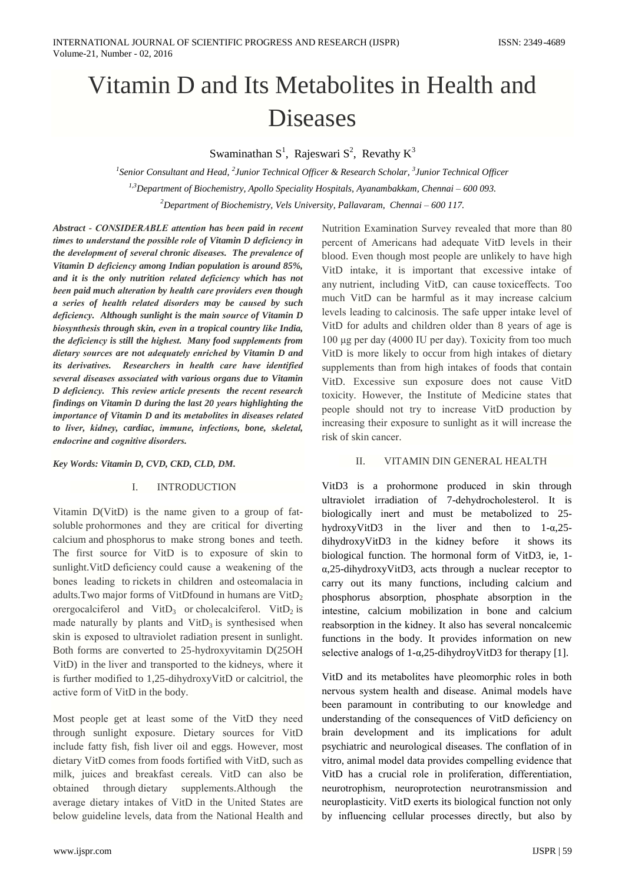# Vitamin D and Its Metabolites in Health and Diseases

Swaminathan S[1], Rajeswari S[2], Revathy K[3]

[1]Senior Consultant and Head, [2]Junior Technical Officer & Research Scholar, [3]Junior Technical Officer

[1,3]Department of Biochemistry, Apollo Speciality Hospitals, Ayanambakkam, Chennai – 600 093.

[2]Department of Biochemistry, Vels University, Pallavaram, Chennai – 600 117.

***Abstract - CONSIDERABLE attention has been paid in recent times to understand the possible role of Vitamin D deficiency in the development of several chronic diseases. The prevalence of Vitamin D deficiency among Indian population is around 85%, and it is the only nutrition related deficiency which has not been paid much alteration by health care providers even though a series of health related disorders may be caused by such deficiency. Although sunlight is the main source of Vitamin D biosynthesis through skin, even in a tropical country like India, the deficiency is still the highest. Many food supplements from dietary sources are not adequately enriched by Vitamin D and its derivatives. Researchers in health care have identified several diseases associated with various organs due to Vitamin D deficiency. This review article presents the recent research findings on Vitamin D during the last 20 years highlighting the importance of Vitamin D and its metabolites in diseases related to liver, kidney, cardiac, immune, infections, bone, skeletal, endocrine and cognitive disorders.***

***Key Words: Vitamin D, CVD, CKD, CLD, DM.***

## I. INTRODUCTION

Vitamin D(VitD) is the name given to a group of fat-soluble prohormones and they are critical for diverting calcium and phosphorus to make strong bones and teeth. The first source for VitD is to exposure of skin to sunlight.VitD deficiency could cause a weakening of the bones leading to rickets in children and osteomalacia in adults.Two major forms of VitDfound in humans are $VitD_2$ orergocalciferol and $VitD_3$ or cholecalciferol. $VitD_2$ is made naturally by plants and $VitD_3$ is synthesised when skin is exposed to ultraviolet radiation present in sunlight. Both forms are converted to 25-hydroxyvitamin D(25OH VitD) in the liver and transported to the kidneys, where it is further modified to 1,25-dihydroxyVitD or calcitriol, the active form of VitD in the body.

Most people get at least some of the VitD they need through sunlight exposure. Dietary sources for VitD include fatty fish, fish liver oil and eggs. However, most dietary VitD comes from foods fortified with VitD, such as milk, juices and breakfast cereals. VitD can also be obtained through dietary supplements.Although the average dietary intakes of VitD in the United States are below guideline levels, data from the National Health and Nutrition Examination Survey revealed that more than 80 percent of Americans had adequate VitD levels in their blood. Even though most people are unlikely to have high VitD intake, it is important that excessive intake of any nutrient, including VitD, can cause toxiceffects. Too much VitD can be harmful as it may increase calcium levels leading to calcinosis. The safe upper intake level of VitD for adults and children older than 8 years of age is 100 μg per day (4000 IU per day). Toxicity from too much VitD is more likely to occur from high intakes of dietary supplements than from high intakes of foods that contain VitD. Excessive sun exposure does not cause VitD toxicity. However, the Institute of Medicine states that people should not try to increase VitD production by increasing their exposure to sunlight as it will increase the risk of skin cancer.

## II. VITAMIN DIN GENERAL HEALTH

VitD3 is a prohormone produced in skin through ultraviolet irradiation of 7-dehydrocholesterol. It is biologically inert and must be metabolized to 25-hydroxyVitD3 in the liver and then to 1-α,25-dihydroxyVitD3 in the kidney before it shows its biological function. The hormonal form of VitD3, ie, 1-α,25-dihydroxyVitD3, acts through a nuclear receptor to carry out its many functions, including calcium and phosphorus absorption, phosphate absorption in the intestine, calcium mobilization in bone and calcium reabsorption in the kidney. It also has several noncalcemic functions in the body. It provides information on new selective analogs of 1-α,25-dihydroyVitD3 for therapy [1].

VitD and its metabolites have pleomorphic roles in both nervous system health and disease. Animal models have been paramount in contributing to our knowledge and understanding of the consequences of VitD deficiency on brain development and its implications for adult psychiatric and neurological diseases. The conflation of in vitro, animal model data provides compelling evidence that VitD has a crucial role in proliferation, differentiation, neurotrophism, neuroprotection neurotransmission and neuroplasticity. VitD exerts its biological function not only by influencing cellular processes directly, but also by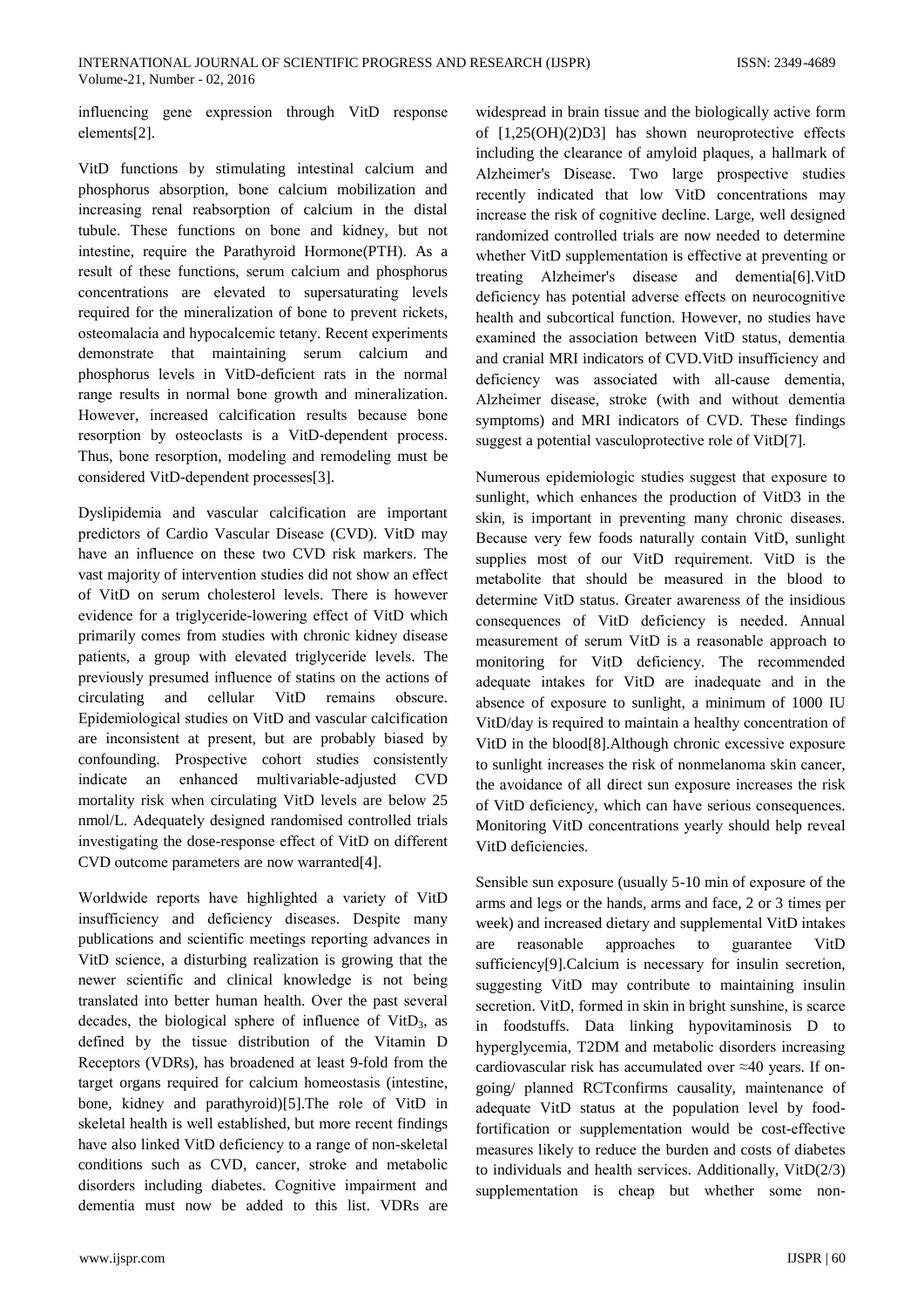influencing gene expression through VitD response elements[2].

VitD functions by stimulating intestinal calcium and phosphorus absorption, bone calcium mobilization and increasing renal reabsorption of calcium in the distal tubule. These functions on bone and kidney, but not intestine, require the Parathyroid Hormone(PTH). As a result of these functions, serum calcium and phosphorus concentrations are elevated to supersaturating levels required for the mineralization of bone to prevent rickets, osteomalacia and hypocalcemic tetany. Recent experiments demonstrate that maintaining serum calcium and phosphorus levels in VitD-deficient rats in the normal range results in normal bone growth and mineralization. However, increased calcification results because bone resorption by osteoclasts is a VitD-dependent process. Thus, bone resorption, modeling and remodeling must be considered VitD-dependent processes[3].

Dyslipidemia and vascular calcification are important predictors of Cardio Vascular Disease (CVD). VitD may have an influence on these two CVD risk markers. The vast majority of intervention studies did not show an effect of VitD on serum cholesterol levels. There is however evidence for a triglyceride-lowering effect of VitD which primarily comes from studies with chronic kidney disease patients, a group with elevated triglyceride levels. The previously presumed influence of statins on the actions of circulating and cellular VitD remains obscure. Epidemiological studies on VitD and vascular calcification are inconsistent at present, but are probably biased by confounding. Prospective cohort studies consistently indicate an enhanced multivariable-adjusted CVD mortality risk when circulating VitD levels are below 25 nmol/L. Adequately designed randomised controlled trials investigating the dose-response effect of VitD on different CVD outcome parameters are now warranted[4].

Worldwide reports have highlighted a variety of VitD insufficiency and deficiency diseases. Despite many publications and scientific meetings reporting advances in VitD science, a disturbing realization is growing that the newer scientific and clinical knowledge is not being translated into better human health. Over the past several decades, the biological sphere of influence of $VitD_3$, as defined by the tissue distribution of the Vitamin D Receptors (VDRs), has broadened at least 9-fold from the target organs required for calcium homeostasis (intestine, bone, kidney and parathyroid)[5].The role of VitD in skeletal health is well established, but more recent findings have also linked VitD deficiency to a range of non-skeletal conditions such as CVD, cancer, stroke and metabolic disorders including diabetes. Cognitive impairment and dementia must now be added to this list. VDRs are widespread in brain tissue and the biologically active form of [1,25(OH)(2)D3] has shown neuroprotective effects including the clearance of amyloid plaques, a hallmark of Alzheimer's Disease. Two large prospective studies recently indicated that low VitD concentrations may increase the risk of cognitive decline. Large, well designed randomized controlled trials are now needed to determine whether VitD supplementation is effective at preventing or treating Alzheimer's disease and dementia[6].VitD deficiency has potential adverse effects on neurocognitive health and subcortical function. However, no studies have examined the association between VitD status, dementia and cranial MRI indicators of CVD.VitD insufficiency and deficiency was associated with all-cause dementia, Alzheimer disease, stroke (with and without dementia symptoms) and MRI indicators of CVD. These findings suggest a potential vasculoprotective role of VitD[7].

Numerous epidemiologic studies suggest that exposure to sunlight, which enhances the production of VitD3 in the skin, is important in preventing many chronic diseases. Because very few foods naturally contain VitD, sunlight supplies most of our VitD requirement. VitD is the metabolite that should be measured in the blood to determine VitD status. Greater awareness of the insidious consequences of VitD deficiency is needed. Annual measurement of serum VitD is a reasonable approach to monitoring for VitD deficiency. The recommended adequate intakes for VitD are inadequate and in the absence of exposure to sunlight, a minimum of 1000 IU VitD/day is required to maintain a healthy concentration of VitD in the blood[8].Although chronic excessive exposure to sunlight increases the risk of nonmelanoma skin cancer, the avoidance of all direct sun exposure increases the risk of VitD deficiency, which can have serious consequences. Monitoring VitD concentrations yearly should help reveal VitD deficiencies.

Sensible sun exposure (usually 5-10 min of exposure of the arms and legs or the hands, arms and face, 2 or 3 times per week) and increased dietary and supplemental VitD intakes are reasonable approaches to guarantee VitD sufficiency[9].Calcium is necessary for insulin secretion, suggesting VitD may contribute to maintaining insulin secretion. VitD, formed in skin in bright sunshine, is scarce in foodstuffs. Data linking hypovitaminosis D to hyperglycemia, T2DM and metabolic disorders increasing cardiovascular risk has accumulated over ≈40 years. If on-going/ planned RCTconfirms causality, maintenance of adequate VitD status at the population level by food-fortification or supplementation would be cost-effective measures likely to reduce the burden and costs of diabetes to individuals and health services. Additionally, VitD(2/3) supplementation is cheap but whether some non-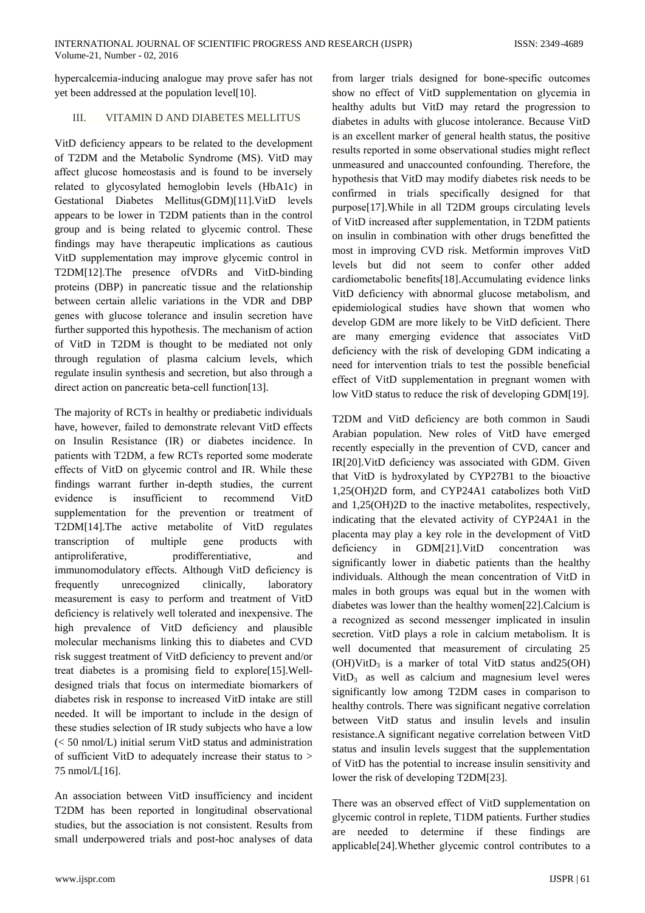hypercalcemia-inducing analogue may prove safer has not yet been addressed at the population level[10].

## III. VITAMIN D AND DIABETES MELLITUS

VitD deficiency appears to be related to the development of T2DM and the Metabolic Syndrome (MS). VitD may affect glucose homeostasis and is found to be inversely related to glycosylated hemoglobin levels (HbA1c) in Gestational Diabetes Mellitus(GDM)[11].VitD levels appears to be lower in T2DM patients than in the control group and is being related to glycemic control. These findings may have therapeutic implications as cautious VitD supplementation may improve glycemic control in T2DM[12].The presence ofVDRs and VitD-binding proteins (DBP) in pancreatic tissue and the relationship between certain allelic variations in the VDR and DBP genes with glucose tolerance and insulin secretion have further supported this hypothesis. The mechanism of action of VitD in T2DM is thought to be mediated not only through regulation of plasma calcium levels, which regulate insulin synthesis and secretion, but also through a direct action on pancreatic beta-cell function[13].

The majority of RCTs in healthy or prediabetic individuals have, however, failed to demonstrate relevant VitD effects on Insulin Resistance (IR) or diabetes incidence. In patients with T2DM, a few RCTs reported some moderate effects of VitD on glycemic control and IR. While these findings warrant further in-depth studies, the current evidence is insufficient to recommend VitD supplementation for the prevention or treatment of T2DM[14].The active metabolite of VitD regulates transcription of multiple gene products with antiproliferative, prodifferentiative, and immunomodulatory effects. Although VitD deficiency is frequently unrecognized clinically, laboratory measurement is easy to perform and treatment of VitD deficiency is relatively well tolerated and inexpensive. The high prevalence of VitD deficiency and plausible molecular mechanisms linking this to diabetes and CVD risk suggest treatment of VitD deficiency to prevent and/or treat diabetes is a promising field to explore[15].Well-designed trials that focus on intermediate biomarkers of diabetes risk in response to increased VitD intake are still needed. It will be important to include in the design of these studies selection of IR study subjects who have a low (< 50 nmol/L) initial serum VitD status and administration of sufficient VitD to adequately increase their status to > 75 nmol/L[16].

An association between VitD insufficiency and incident T2DM has been reported in longitudinal observational studies, but the association is not consistent. Results from small underpowered trials and post-hoc analyses of data from larger trials designed for bone-specific outcomes show no effect of VitD supplementation on glycemia in healthy adults but VitD may retard the progression to diabetes in adults with glucose intolerance. Because VitD is an excellent marker of general health status, the positive results reported in some observational studies might reflect unmeasured and unaccounted confounding. Therefore, the hypothesis that VitD may modify diabetes risk needs to be confirmed in trials specifically designed for that purpose[17].While in all T2DM groups circulating levels of VitD increased after supplementation, in T2DM patients on insulin in combination with other drugs benefitted the most in improving CVD risk. Metformin improves VitD levels but did not seem to confer other added cardiometabolic benefits[18].Accumulating evidence links VitD deficiency with abnormal glucose metabolism, and epidemiological studies have shown that women who develop GDM are more likely to be VitD deficient. There are many emerging evidence that associates VitD deficiency with the risk of developing GDM indicating a need for intervention trials to test the possible beneficial effect of VitD supplementation in pregnant women with low VitD status to reduce the risk of developing GDM[19].

T2DM and VitD deficiency are both common in Saudi Arabian population. New roles of VitD have emerged recently especially in the prevention of CVD, cancer and IR[20].VitD deficiency was associated with GDM. Given that VitD is hydroxylated by CYP27B1 to the bioactive 1,25(OH)2D form, and CYP24A1 catabolizes both VitD and 1,25(OH)2D to the inactive metabolites, respectively, indicating that the elevated activity of CYP24A1 in the placenta may play a key role in the development of VitD deficiency in GDM[21].VitD concentration was significantly lower in diabetic patients than the healthy individuals. Although the mean concentration of VitD in males in both groups was equal but in the women with diabetes was lower than the healthy women[22].Calcium is a recognized as second messenger implicated in insulin secretion. VitD plays a role in calcium metabolism. It is well documented that measurement of circulating 25 (OH)$VitD_3$ is a marker of total VitD status and25(OH) $VitD_3$ as well as calcium and magnesium level weres significantly low among T2DM cases in comparison to healthy controls. There was significant negative correlation between VitD status and insulin levels and insulin resistance.A significant negative correlation between VitD status and insulin levels suggest that the supplementation of VitD has the potential to increase insulin sensitivity and lower the risk of developing T2DM[23].

There was an observed effect of VitD supplementation on glycemic control in replete, T1DM patients. Further studies are needed to determine if these findings are applicable[24].Whether glycemic control contributes to a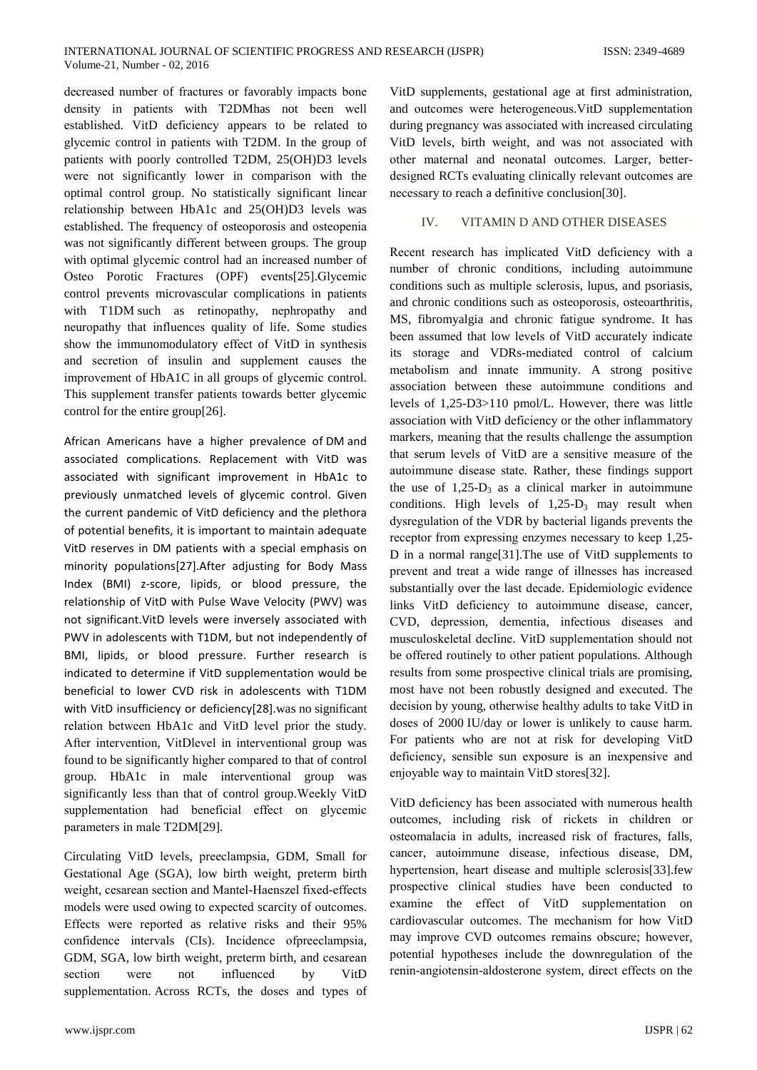decreased number of fractures or favorably impacts bone density in patients with T2DMhas not been well established. VitD deficiency appears to be related to glycemic control in patients with T2DM. In the group of patients with poorly controlled T2DM, 25(OH)D3 levels were not significantly lower in comparison with the optimal control group. No statistically significant linear relationship between HbA1c and 25(OH)D3 levels was established. The frequency of osteoporosis and osteopenia was not significantly different between groups. The group with optimal glycemic control had an increased number of Osteo Porotic Fractures (OPF) events[25].Glycemic control prevents microvascular complications in patients with T1DM such as retinopathy, nephropathy and neuropathy that influences quality of life. Some studies show the immunomodulatory effect of VitD in synthesis and secretion of insulin and supplement causes the improvement of HbA1C in all groups of glycemic control. This supplement transfer patients towards better glycemic control for the entire group[26].

African Americans have a higher prevalence of DM and associated complications. Replacement with VitD was associated with significant improvement in HbA1c to previously unmatched levels of glycemic control. Given the current pandemic of VitD deficiency and the plethora of potential benefits, it is important to maintain adequate VitD reserves in DM patients with a special emphasis on minority populations[27].After adjusting for Body Mass Index (BMI) z-score, lipids, or blood pressure, the relationship of VitD with Pulse Wave Velocity (PWV) was not significant.VitD levels were inversely associated with PWV in adolescents with T1DM, but not independently of BMI, lipids, or blood pressure. Further research is indicated to determine if VitD supplementation would be beneficial to lower CVD risk in adolescents with T1DM with VitD insufficiency or deficiency[28].was no significant relation between HbA1c and VitD level prior the study. After intervention, VitDlevel in interventional group was found to be significantly higher compared to that of control group. HbA1c in male interventional group was significantly less than that of control group.Weekly VitD supplementation had beneficial effect on glycemic parameters in male T2DM[29].

Circulating VitD levels, preeclampsia, GDM, Small for Gestational Age (SGA), low birth weight, preterm birth weight, cesarean section and Mantel-Haenszel fixed-effects models were used owing to expected scarcity of outcomes. Effects were reported as relative risks and their 95% confidence intervals (CIs). Incidence ofpreeclampsia, GDM, SGA, low birth weight, preterm birth, and cesarean section were not influenced by VitD supplementation. Across RCTs, the doses and types of VitD supplements, gestational age at first administration, and outcomes were heterogeneous.VitD supplementation during pregnancy was associated with increased circulating VitD levels, birth weight, and was not associated with other maternal and neonatal outcomes. Larger, better-designed RCTs evaluating clinically relevant outcomes are necessary to reach a definitive conclusion[30].

## IV. VITAMIN D AND OTHER DISEASES

Recent research has implicated VitD deficiency with a number of chronic conditions, including autoimmune conditions such as multiple sclerosis, lupus, and psoriasis, and chronic conditions such as osteoporosis, osteoarthritis, MS, fibromyalgia and chronic fatigue syndrome. It has been assumed that low levels of VitD accurately indicate its storage and VDRs-mediated control of calcium metabolism and innate immunity. A strong positive association between these autoimmune conditions and levels of 1,25-D3>110 pmol/L. However, there was little association with VitD deficiency or the other inflammatory markers, meaning that the results challenge the assumption that serum levels of VitD are a sensitive measure of the autoimmune disease state. Rather, these findings support the use of 1,25-$D_3$ as a clinical marker in autoimmune conditions. High levels of 1,25-$D_3$ may result when dysregulation of the VDR by bacterial ligands prevents the receptor from expressing enzymes necessary to keep 1,25-D in a normal range[31].The use of VitD supplements to prevent and treat a wide range of illnesses has increased substantially over the last decade. Epidemiologic evidence links VitD deficiency to autoimmune disease, cancer, CVD, depression, dementia, infectious diseases and musculoskeletal decline. VitD supplementation should not be offered routinely to other patient populations. Although results from some prospective clinical trials are promising, most have not been robustly designed and executed. The decision by young, otherwise healthy adults to take VitD in doses of 2000 IU/day or lower is unlikely to cause harm. For patients who are not at risk for developing VitD deficiency, sensible sun exposure is an inexpensive and enjoyable way to maintain VitD stores[32].

VitD deficiency has been associated with numerous health outcomes, including risk of rickets in children or osteomalacia in adults, increased risk of fractures, falls, cancer, autoimmune disease, infectious disease, DM, hypertension, heart disease and multiple sclerosis[33].few prospective clinical studies have been conducted to examine the effect of VitD supplementation on cardiovascular outcomes. The mechanism for how VitD may improve CVD outcomes remains obscure; however, potential hypotheses include the downregulation of the renin-angiotensin-aldosterone system, direct effects on the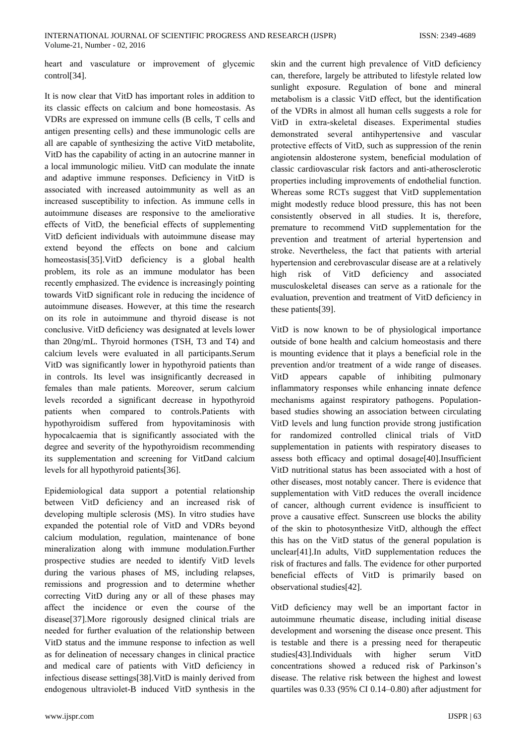heart and vasculature or improvement of glycemic control[34].

It is now clear that VitD has important roles in addition to its classic effects on calcium and bone homeostasis. As VDRs are expressed on immune cells (B cells, T cells and antigen presenting cells) and these immunologic cells are all are capable of synthesizing the active VitD metabolite, VitD has the capability of acting in an autocrine manner in a local immunologic milieu. VitD can modulate the innate and adaptive immune responses. Deficiency in VitD is associated with increased autoimmunity as well as an increased susceptibility to infection. As immune cells in autoimmune diseases are responsive to the ameliorative effects of VitD, the beneficial effects of supplementing VitD deficient individuals with autoimmune disease may extend beyond the effects on bone and calcium homeostasis[35].VitD deficiency is a global health problem, its role as an immune modulator has been recently emphasized. The evidence is increasingly pointing towards VitD significant role in reducing the incidence of autoimmune diseases. However, at this time the research on its role in autoimmune and thyroid disease is not conclusive. VitD deficiency was designated at levels lower than 20ng/mL. Thyroid hormones (TSH, T3 and T4) and calcium levels were evaluated in all participants.Serum VitD was significantly lower in hypothyroid patients than in controls. Its level was insignificantly decreased in females than male patients. Moreover, serum calcium levels recorded a significant decrease in hypothyroid patients when compared to controls.Patients with hypothyroidism suffered from hypovitaminosis with hypocalcaemia that is significantly associated with the degree and severity of the hypothyroidism recommending its supplementation and screening for VitDand calcium levels for all hypothyroid patients[36].

Epidemiological data support a potential relationship between VitD deficiency and an increased risk of developing multiple sclerosis (MS). In vitro studies have expanded the potential role of VitD and VDRs beyond calcium modulation, regulation, maintenance of bone mineralization along with immune modulation.Further prospective studies are needed to identify VitD levels during the various phases of MS, including relapses, remissions and progression and to determine whether correcting VitD during any or all of these phases may affect the incidence or even the course of the disease[37].More rigorously designed clinical trials are needed for further evaluation of the relationship between VitD status and the immune response to infection as well as for delineation of necessary changes in clinical practice and medical care of patients with VitD deficiency in infectious disease settings[38].VitD is mainly derived from endogenous ultraviolet-B induced VitD synthesis in the skin and the current high prevalence of VitD deficiency can, therefore, largely be attributed to lifestyle related low sunlight exposure. Regulation of bone and mineral metabolism is a classic VitD effect, but the identification of the VDRs in almost all human cells suggests a role for VitD in extra-skeletal diseases. Experimental studies demonstrated several antihypertensive and vascular protective effects of VitD, such as suppression of the renin angiotensin aldosterone system, beneficial modulation of classic cardiovascular risk factors and anti-atherosclerotic properties including improvements of endothelial function. Whereas some RCTs suggest that VitD supplementation might modestly reduce blood pressure, this has not been consistently observed in all studies. It is, therefore, premature to recommend VitD supplementation for the prevention and treatment of arterial hypertension and stroke. Nevertheless, the fact that patients with arterial hypertension and cerebrovascular disease are at a relatively high risk of VitD deficiency and associated musculoskeletal diseases can serve as a rationale for the evaluation, prevention and treatment of VitD deficiency in these patients[39].

VitD is now known to be of physiological importance outside of bone health and calcium homeostasis and there is mounting evidence that it plays a beneficial role in the prevention and/or treatment of a wide range of diseases. VitD appears capable of inhibiting pulmonary inflammatory responses while enhancing innate defence mechanisms against respiratory pathogens. Population-based studies showing an association between circulating VitD levels and lung function provide strong justification for randomized controlled clinical trials of VitD supplementation in patients with respiratory diseases to assess both efficacy and optimal dosage[40].Insufficient VitD nutritional status has been associated with a host of other diseases, most notably cancer. There is evidence that supplementation with VitD reduces the overall incidence of cancer, although current evidence is insufficient to prove a causative effect. Sunscreen use blocks the ability of the skin to photosynthesize VitD, although the effect this has on the VitD status of the general population is unclear[41].In adults, VitD supplementation reduces the risk of fractures and falls. The evidence for other purported beneficial effects of VitD is primarily based on observational studies[42].

VitD deficiency may well be an important factor in autoimmune rheumatic disease, including initial disease development and worsening the disease once present. This is testable and there is a pressing need for therapeutic studies[43].Individuals with higher serum VitD concentrations showed a reduced risk of Parkinson's disease. The relative risk between the highest and lowest quartiles was 0.33 (95% CI 0.14–0.80) after adjustment for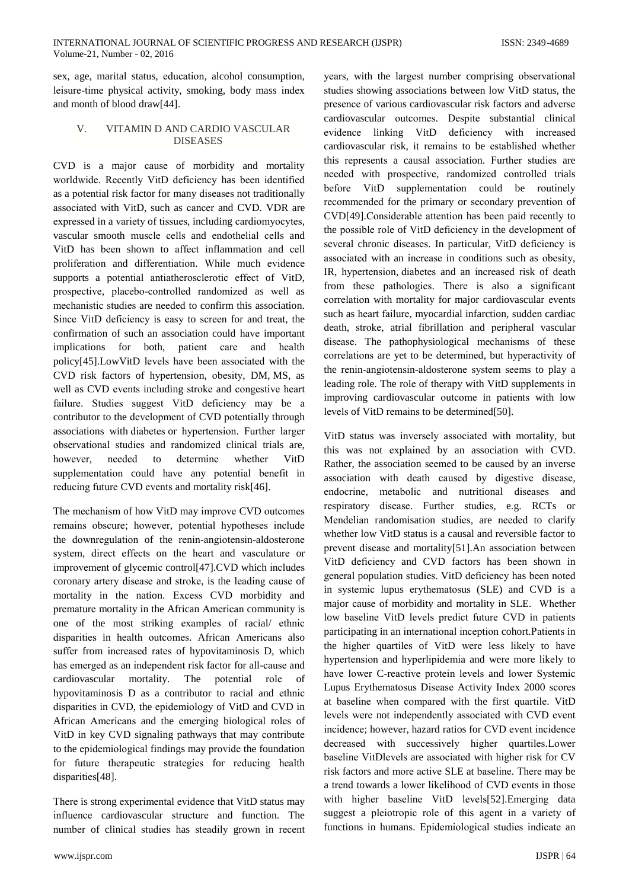sex, age, marital status, education, alcohol consumption, leisure-time physical activity, smoking, body mass index and month of blood draw[44].

## V. VITAMIN D AND CARDIO VASCULAR DISEASES

CVD is a major cause of morbidity and mortality worldwide. Recently VitD deficiency has been identified as a potential risk factor for many diseases not traditionally associated with VitD, such as cancer and CVD. VDR are expressed in a variety of tissues, including cardiomyocytes, vascular smooth muscle cells and endothelial cells and VitD has been shown to affect inflammation and cell proliferation and differentiation. While much evidence supports a potential antiatherosclerotic effect of VitD, prospective, placebo-controlled randomized as well as mechanistic studies are needed to confirm this association. Since VitD deficiency is easy to screen for and treat, the confirmation of such an association could have important implications for both, patient care and health policy[45].LowVitD levels have been associated with the CVD risk factors of hypertension, obesity, DM, MS, as well as CVD events including stroke and congestive heart failure. Studies suggest VitD deficiency may be a contributor to the development of CVD potentially through associations with diabetes or hypertension. Further larger observational studies and randomized clinical trials are, however, needed to determine whether VitD supplementation could have any potential benefit in reducing future CVD events and mortality risk[46].

The mechanism of how VitD may improve CVD outcomes remains obscure; however, potential hypotheses include the downregulation of the renin-angiotensin-aldosterone system, direct effects on the heart and vasculature or improvement of glycemic control[47].CVD which includes coronary artery disease and stroke, is the leading cause of mortality in the nation. Excess CVD morbidity and premature mortality in the African American community is one of the most striking examples of racial/ ethnic disparities in health outcomes. African Americans also suffer from increased rates of hypovitaminosis D, which has emerged as an independent risk factor for all-cause and cardiovascular mortality. The potential role of hypovitaminosis D as a contributor to racial and ethnic disparities in CVD, the epidemiology of VitD and CVD in African Americans and the emerging biological roles of VitD in key CVD signaling pathways that may contribute to the epidemiological findings may provide the foundation for future therapeutic strategies for reducing health disparities[48].

There is strong experimental evidence that VitD status may influence cardiovascular structure and function. The number of clinical studies has steadily grown in recent years, with the largest number comprising observational studies showing associations between low VitD status, the presence of various cardiovascular risk factors and adverse cardiovascular outcomes. Despite substantial clinical evidence linking VitD deficiency with increased cardiovascular risk, it remains to be established whether this represents a causal association. Further studies are needed with prospective, randomized controlled trials before VitD supplementation could be routinely recommended for the primary or secondary prevention of CVD[49].Considerable attention has been paid recently to the possible role of VitD deficiency in the development of several chronic diseases. In particular, VitD deficiency is associated with an increase in conditions such as obesity, IR, hypertension, diabetes and an increased risk of death from these pathologies. There is also a significant correlation with mortality for major cardiovascular events such as heart failure, myocardial infarction, sudden cardiac death, stroke, atrial fibrillation and peripheral vascular disease. The pathophysiological mechanisms of these correlations are yet to be determined, but hyperactivity of the renin-angiotensin-aldosterone system seems to play a leading role. The role of therapy with VitD supplements in improving cardiovascular outcome in patients with low levels of VitD remains to be determined[50].

VitD status was inversely associated with mortality, but this was not explained by an association with CVD. Rather, the association seemed to be caused by an inverse association with death caused by digestive disease, endocrine, metabolic and nutritional diseases and respiratory disease. Further studies, e.g. RCTs or Mendelian randomisation studies, are needed to clarify whether low VitD status is a causal and reversible factor to prevent disease and mortality[51].An association between VitD deficiency and CVD factors has been shown in general population studies. VitD deficiency has been noted in systemic lupus erythematosus (SLE) and CVD is a major cause of morbidity and mortality in SLE. Whether low baseline VitD levels predict future CVD in patients participating in an international inception cohort.Patients in the higher quartiles of VitD were less likely to have hypertension and hyperlipidemia and were more likely to have lower C-reactive protein levels and lower Systemic Lupus Erythematosus Disease Activity Index 2000 scores at baseline when compared with the first quartile. VitD levels were not independently associated with CVD event incidence; however, hazard ratios for CVD event incidence decreased with successively higher quartiles.Lower baseline VitDlevels are associated with higher risk for CV risk factors and more active SLE at baseline. There may be a trend towards a lower likelihood of CVD events in those with higher baseline VitD levels[52].Emerging data suggest a pleiotropic role of this agent in a variety of functions in humans. Epidemiological studies indicate an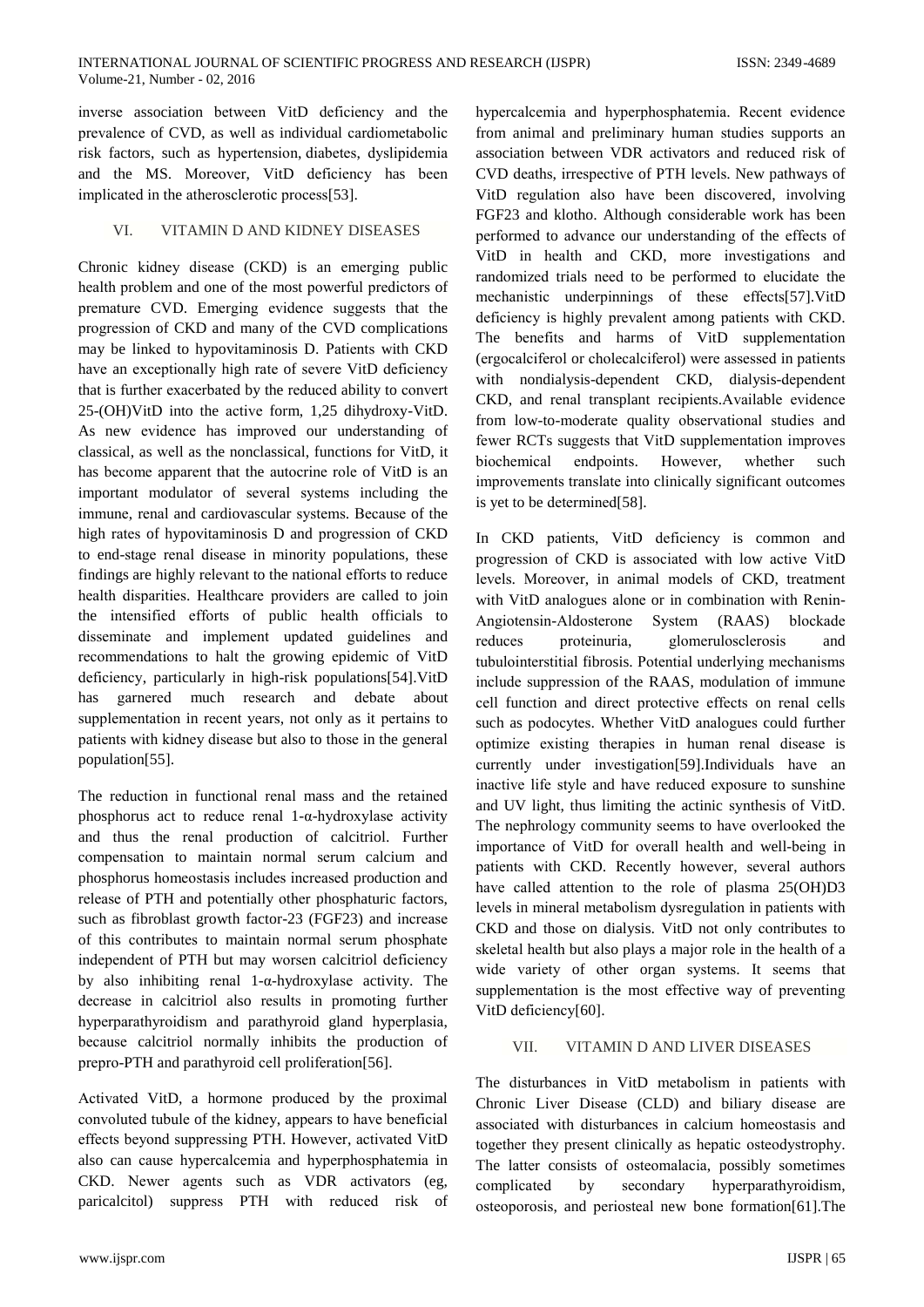inverse association between VitD deficiency and the prevalence of CVD, as well as individual cardiometabolic risk factors, such as hypertension, diabetes, dyslipidemia and the MS. Moreover, VitD deficiency has been implicated in the atherosclerotic process[53].

## VI. VITAMIN D AND KIDNEY DISEASES

Chronic kidney disease (CKD) is an emerging public health problem and one of the most powerful predictors of premature CVD. Emerging evidence suggests that the progression of CKD and many of the CVD complications may be linked to hypovitaminosis D. Patients with CKD have an exceptionally high rate of severe VitD deficiency that is further exacerbated by the reduced ability to convert 25-(OH)VitD into the active form, 1,25 dihydroxy-VitD. As new evidence has improved our understanding of classical, as well as the nonclassical, functions for VitD, it has become apparent that the autocrine role of VitD is an important modulator of several systems including the immune, renal and cardiovascular systems. Because of the high rates of hypovitaminosis D and progression of CKD to end-stage renal disease in minority populations, these findings are highly relevant to the national efforts to reduce health disparities. Healthcare providers are called to join the intensified efforts of public health officials to disseminate and implement updated guidelines and recommendations to halt the growing epidemic of VitD deficiency, particularly in high-risk populations[54].VitD has garnered much research and debate about supplementation in recent years, not only as it pertains to patients with kidney disease but also to those in the general population[55].

The reduction in functional renal mass and the retained phosphorus act to reduce renal 1-α-hydroxylase activity and thus the renal production of calcitriol. Further compensation to maintain normal serum calcium and phosphorus homeostasis includes increased production and release of PTH and potentially other phosphaturic factors, such as fibroblast growth factor-23 (FGF23) and increase of this contributes to maintain normal serum phosphate independent of PTH but may worsen calcitriol deficiency by also inhibiting renal 1-α-hydroxylase activity. The decrease in calcitriol also results in promoting further hyperparathyroidism and parathyroid gland hyperplasia, because calcitriol normally inhibits the production of prepro-PTH and parathyroid cell proliferation[56].

Activated VitD, a hormone produced by the proximal convoluted tubule of the kidney, appears to have beneficial effects beyond suppressing PTH. However, activated VitD also can cause hypercalcemia and hyperphosphatemia in CKD. Newer agents such as VDR activators (eg, paricalcitol) suppress PTH with reduced risk of hypercalcemia and hyperphosphatemia. Recent evidence from animal and preliminary human studies supports an association between VDR activators and reduced risk of CVD deaths, irrespective of PTH levels. New pathways of VitD regulation also have been discovered, involving FGF23 and klotho. Although considerable work has been performed to advance our understanding of the effects of VitD in health and CKD, more investigations and randomized trials need to be performed to elucidate the mechanistic underpinnings of these effects[57].VitD deficiency is highly prevalent among patients with CKD. The benefits and harms of VitD supplementation (ergocalciferol or cholecalciferol) were assessed in patients with nondialysis-dependent CKD, dialysis-dependent CKD, and renal transplant recipients.Available evidence from low-to-moderate quality observational studies and fewer RCTs suggests that VitD supplementation improves biochemical endpoints. However, whether such improvements translate into clinically significant outcomes is yet to be determined[58].

In CKD patients, VitD deficiency is common and progression of CKD is associated with low active VitD levels. Moreover, in animal models of CKD, treatment with VitD analogues alone or in combination with Renin-Angiotensin-Aldosterone System (RAAS) blockade reduces proteinuria, glomerulosclerosis and tubulointerstitial fibrosis. Potential underlying mechanisms include suppression of the RAAS, modulation of immune cell function and direct protective effects on renal cells such as podocytes. Whether VitD analogues could further optimize existing therapies in human renal disease is currently under investigation[59].Individuals have an inactive life style and have reduced exposure to sunshine and UV light, thus limiting the actinic synthesis of VitD. The nephrology community seems to have overlooked the importance of VitD for overall health and well-being in patients with CKD. Recently however, several authors have called attention to the role of plasma 25(OH)D3 levels in mineral metabolism dysregulation in patients with CKD and those on dialysis. VitD not only contributes to skeletal health but also plays a major role in the health of a wide variety of other organ systems. It seems that supplementation is the most effective way of preventing VitD deficiency[60].

## VII. VITAMIN D AND LIVER DISEASES

The disturbances in VitD metabolism in patients with Chronic Liver Disease (CLD) and biliary disease are associated with disturbances in calcium homeostasis and together they present clinically as hepatic osteodystrophy. The latter consists of osteomalacia, possibly sometimes complicated by secondary hyperparathyroidism, osteoporosis, and periosteal new bone formation[61].The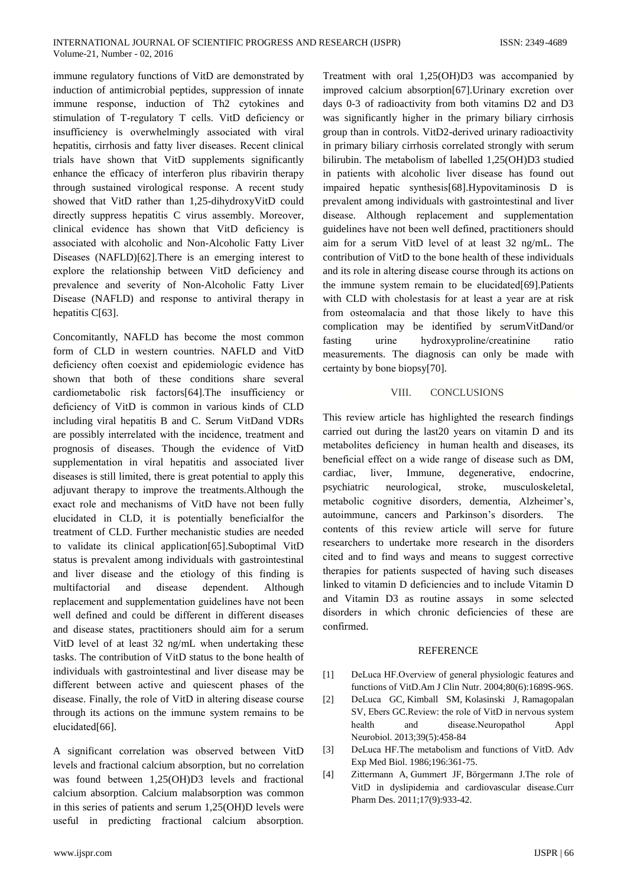immune regulatory functions of VitD are demonstrated by induction of antimicrobial peptides, suppression of innate immune response, induction of Th2 cytokines and stimulation of T-regulatory T cells. VitD deficiency or insufficiency is overwhelmingly associated with viral hepatitis, cirrhosis and fatty liver diseases. Recent clinical trials have shown that VitD supplements significantly enhance the efficacy of interferon plus ribavirin therapy through sustained virological response. A recent study showed that VitD rather than 1,25-dihydroxyVitD could directly suppress hepatitis C virus assembly. Moreover, clinical evidence has shown that VitD deficiency is associated with alcoholic and Non-Alcoholic Fatty Liver Diseases (NAFLD)[62].There is an emerging interest to explore the relationship between VitD deficiency and prevalence and severity of Non-Alcoholic Fatty Liver Disease (NAFLD) and response to antiviral therapy in hepatitis C[63].

Concomitantly, NAFLD has become the most common form of CLD in western countries. NAFLD and VitD deficiency often coexist and epidemiologic evidence has shown that both of these conditions share several cardiometabolic risk factors[64].The insufficiency or deficiency of VitD is common in various kinds of CLD including viral hepatitis B and C. Serum VitDand VDRs are possibly interrelated with the incidence, treatment and prognosis of diseases. Though the evidence of VitD supplementation in viral hepatitis and associated liver diseases is still limited, there is great potential to apply this adjuvant therapy to improve the treatments.Although the exact role and mechanisms of VitD have not been fully elucidated in CLD, it is potentially beneficialfor the treatment of CLD. Further mechanistic studies are needed to validate its clinical application[65].Suboptimal VitD status is prevalent among individuals with gastrointestinal and liver disease and the etiology of this finding is multifactorial and disease dependent. Although replacement and supplementation guidelines have not been well defined and could be different in different diseases and disease states, practitioners should aim for a serum VitD level of at least 32 ng/mL when undertaking these tasks. The contribution of VitD status to the bone health of individuals with gastrointestinal and liver disease may be different between active and quiescent phases of the disease. Finally, the role of VitD in altering disease course through its actions on the immune system remains to be elucidated[66].

A significant correlation was observed between VitD levels and fractional calcium absorption, but no correlation was found between 1,25(OH)D3 levels and fractional calcium absorption. Calcium malabsorption was common in this series of patients and serum 1,25(OH)D levels were useful in predicting fractional calcium absorption. Treatment with oral 1,25(OH)D3 was accompanied by improved calcium absorption[67].Urinary excretion over days 0-3 of radioactivity from both vitamins D2 and D3 was significantly higher in the primary biliary cirrhosis group than in controls. VitD2-derived urinary radioactivity in primary biliary cirrhosis correlated strongly with serum bilirubin. The metabolism of labelled 1,25(OH)D3 studied in patients with alcoholic liver disease has found out impaired hepatic synthesis[68].Hypovitaminosis D is prevalent among individuals with gastrointestinal and liver disease. Although replacement and supplementation guidelines have not been well defined, practitioners should aim for a serum VitD level of at least 32 ng/mL. The contribution of VitD to the bone health of these individuals and its role in altering disease course through its actions on the immune system remain to be elucidated[69].Patients with CLD with cholestasis for at least a year are at risk from osteomalacia and that those likely to have this complication may be identified by serumVitDand/or fasting urine hydroxyproline/creatinine ratio measurements. The diagnosis can only be made with certainty by bone biopsy[70].

## VIII. CONCLUSIONS

This review article has highlighted the research findings carried out during the last20 years on vitamin D and its metabolites deficiency in human health and diseases, its beneficial effect on a wide range of disease such as DM, cardiac, liver, Immune, degenerative, endocrine, psychiatric neurological, stroke, musculoskeletal, metabolic cognitive disorders, dementia, Alzheimer's, autoimmune, cancers and Parkinson's disorders. The contents of this review article will serve for future researchers to undertake more research in the disorders cited and to find ways and means to suggest corrective therapies for patients suspected of having such diseases linked to vitamin D deficiencies and to include Vitamin D and Vitamin D3 as routine assays in some selected disorders in which chronic deficiencies of these are confirmed.

## REFERENCE

[1] DeLuca HF.Overview of general physiologic features and functions of VitD.Am J Clin Nutr. 2004;80(6):1689S-96S.

[2] DeLuca GC, Kimball SM, Kolasinski J, Ramagopalan SV, Ebers GC.Review: the role of VitD in nervous system health and disease.Neuropathol Appl Neurobiol. 2013;39(5):458-84

[3] DeLuca HF.The metabolism and functions of VitD. Adv Exp Med Biol. 1986;196:361-75.

[4] Zittermann A, Gummert JF, Börgermann J.The role of VitD in dyslipidemia and cardiovascular disease.Curr Pharm Des. 2011;17(9):933-42.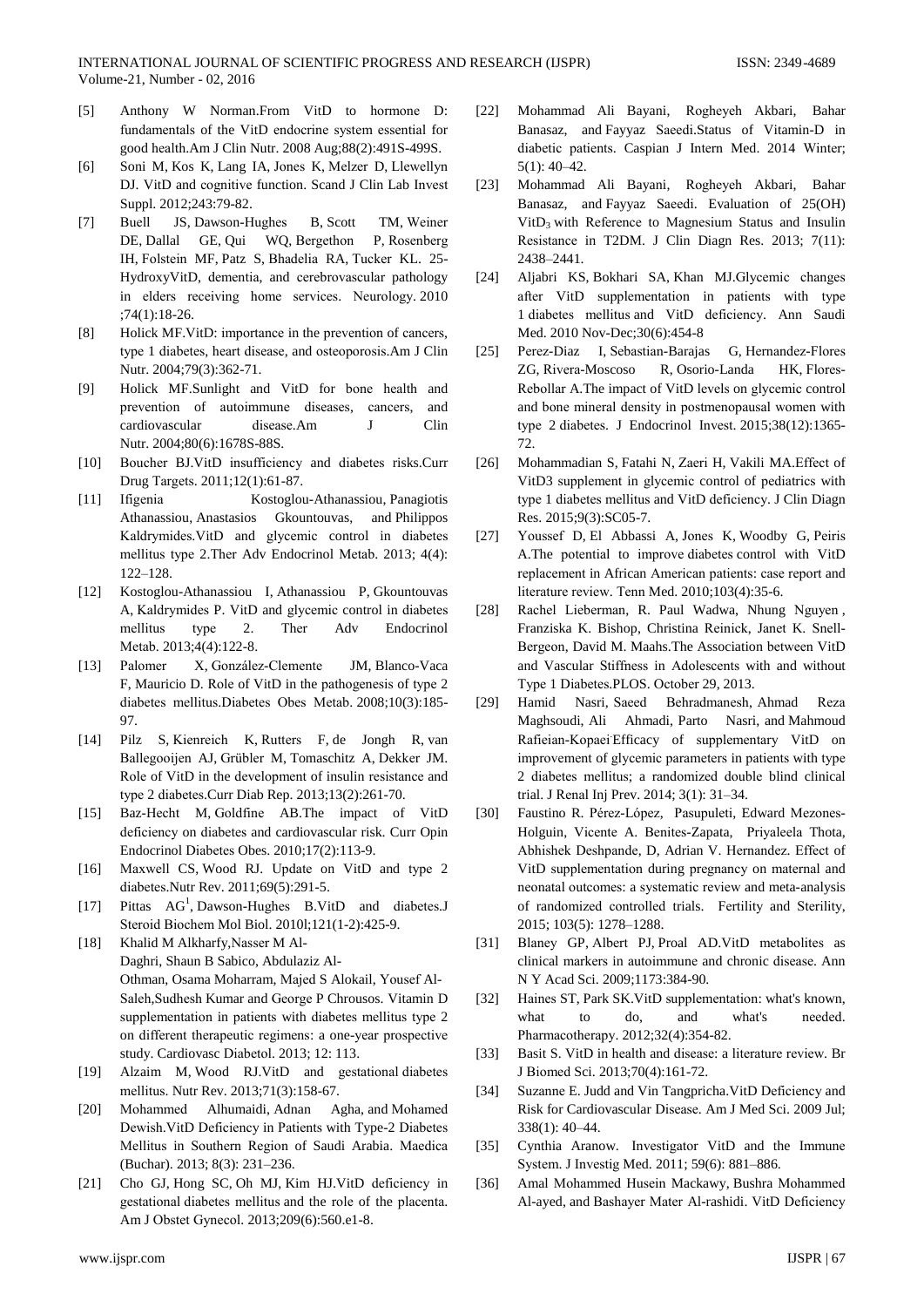[5] Anthony W Norman.From VitD to hormone D: fundamentals of the VitD endocrine system essential for good health.Am J Clin Nutr. 2008 Aug;88(2):491S-499S.

[6] Soni M, Kos K, Lang IA, Jones K, Melzer D, Llewellyn DJ. VitD and cognitive function. Scand J Clin Lab Invest Suppl. 2012;243:79-82.

[7] Buell JS, Dawson-Hughes B, Scott TM, Weiner DE, Dallal GE, Qui WQ, Bergethon P, Rosenberg IH, Folstein MF, Patz S, Bhadelia RA, Tucker KL. 25-HydroxyVitD, dementia, and cerebrovascular pathology in elders receiving home services. Neurology. 2010 ;74(1):18-26.

[8] Holick MF.VitD: importance in the prevention of cancers, type 1 diabetes, heart disease, and osteoporosis.Am J Clin Nutr. 2004;79(3):362-71.

[9] Holick MF.Sunlight and VitD for bone health and prevention of autoimmune diseases, cancers, and cardiovascular disease.Am J Clin Nutr. 2004;80(6):1678S-88S.

[10] Boucher BJ.VitD insufficiency and diabetes risks.Curr Drug Targets. 2011;12(1):61-87.

[11] Ifigenia Kostoglou-Athanassiou, Panagiotis Athanassiou, Anastasios Gkountouvas, and Philippos Kaldrymides.VitD and glycemic control in diabetes mellitus type 2.Ther Adv Endocrinol Metab. 2013; 4(4): 122–128.

[12] Kostoglou-Athanassiou I, Athanassiou P, Gkountouvas A, Kaldrymides P. VitD and glycemic control in diabetes mellitus type 2. Ther Adv Endocrinol Metab. 2013;4(4):122-8.

[13] Palomer X, González-Clemente JM, Blanco-Vaca F, Mauricio D. Role of VitD in the pathogenesis of type 2 diabetes mellitus.Diabetes Obes Metab. 2008;10(3):185-97.

[14] Pilz S, Kienreich K, Rutters F, de Jongh R, van Ballegooijen AJ, Grübler M, Tomaschitz A, Dekker JM. Role of VitD in the development of insulin resistance and type 2 diabetes.Curr Diab Rep. 2013;13(2):261-70.

[15] Baz-Hecht M, Goldfine AB.The impact of VitD deficiency on diabetes and cardiovascular risk. Curr Opin Endocrinol Diabetes Obes. 2010;17(2):113-9.

[16] Maxwell CS, Wood RJ. Update on VitD and type 2 diabetes.Nutr Rev. 2011;69(5):291-5.

[17] Pittas AG[1], Dawson-Hughes B.VitD and diabetes.J Steroid Biochem Mol Biol. 2010l;121(1-2):425-9.

[18] Khalid M Alkharfy,Nasser M Al-Daghri, Shaun B Sabico, Abdulaziz Al-Othman, Osama Moharram, Majed S Alokail, Yousef Al-Saleh,Sudhesh Kumar and George P Chrousos. Vitamin D supplementation in patients with diabetes mellitus type 2 on different therapeutic regimens: a one-year prospective study. Cardiovasc Diabetol. 2013; 12: 113.

[19] Alzaim M, Wood RJ.VitD and gestational diabetes mellitus. Nutr Rev. 2013;71(3):158-67.

[20] Mohammed Alhumaidi, Adnan Agha, and Mohamed Dewish.VitD Deficiency in Patients with Type-2 Diabetes Mellitus in Southern Region of Saudi Arabia. Maedica (Buchar). 2013; 8(3): 231–236.

[21] Cho GJ, Hong SC, Oh MJ, Kim HJ.VitD deficiency in gestational diabetes mellitus and the role of the placenta. Am J Obstet Gynecol. 2013;209(6):560.e1-8.

[22] Mohammad Ali Bayani, Rogheyeh Akbari, Bahar Banasaz, and Fayyaz Saeedi.Status of Vitamin-D in diabetic patients. Caspian J Intern Med. 2014 Winter; 5(1): 40–42.

[23] Mohammad Ali Bayani, Rogheyeh Akbari, Bahar Banasaz, and Fayyaz Saeedi. Evaluation of 25(OH) $VitD_3$ with Reference to Magnesium Status and Insulin Resistance in T2DM. J Clin Diagn Res. 2013; 7(11): 2438–2441.

[24] Aljabri KS, Bokhari SA, Khan MJ.Glycemic changes after VitD supplementation in patients with type 1 diabetes mellitus and VitD deficiency. Ann Saudi Med. 2010 Nov-Dec;30(6):454-8

[25] Perez-Diaz I, Sebastian-Barajas G, Hernandez-Flores ZG, Rivera-Moscoso R, Osorio-Landa HK, Flores-Rebollar A.The impact of VitD levels on glycemic control and bone mineral density in postmenopausal women with type 2 diabetes. J Endocrinol Invest. 2015;38(12):1365-72.

[26] Mohammadian S, Fatahi N, Zaeri H, Vakili MA.Effect of VitD3 supplement in glycemic control of pediatrics with type 1 diabetes mellitus and VitD deficiency. J Clin Diagn Res. 2015;9(3):SC05-7.

[27] Youssef D, El Abbassi A, Jones K, Woodby G, Peiris A.The potential to improve diabetes control with VitD replacement in African American patients: case report and literature review. Tenn Med. 2010;103(4):35-6.

[28] Rachel Lieberman, R. Paul Wadwa, Nhung Nguyen , Franziska K. Bishop, Christina Reinick, Janet K. Snell-Bergeon, David M. Maahs.The Association between VitD and Vascular Stiffness in Adolescents with and without Type 1 Diabetes.PLOS. October 29, 2013.

[29] Hamid Nasri, Saeed Behradmanesh, Ahmad Reza Maghsoudi, Ali Ahmadi, Parto Nasri, and Mahmoud Rafieian-Kopaei Efficacy of supplementary VitD on improvement of glycemic parameters in patients with type 2 diabetes mellitus; a randomized double blind clinical trial. J Renal Inj Prev. 2014; 3(1): 31–34.

[30] Faustino R. Pérez-López, Pasupuleti, Edward Mezones-Holguin, Vicente A. Benites-Zapata, Priyaleela Thota, Abhishek Deshpande, D, Adrian V. Hernandez. Effect of VitD supplementation during pregnancy on maternal and neonatal outcomes: a systematic review and meta-analysis of randomized controlled trials. Fertility and Sterility, 2015; 103(5): 1278–1288.

[31] Blaney GP, Albert PJ, Proal AD.VitD metabolites as clinical markers in autoimmune and chronic disease. Ann N Y Acad Sci. 2009;1173:384-90.

[32] Haines ST, Park SK.VitD supplementation: what's known, what to do, and what's needed. Pharmacotherapy. 2012;32(4):354-82.

[33] Basit S. VitD in health and disease: a literature review. Br J Biomed Sci. 2013;70(4):161-72.

[34] Suzanne E. Judd and Vin Tangpricha.VitD Deficiency and Risk for Cardiovascular Disease. Am J Med Sci. 2009 Jul; 338(1): 40–44.

[35] Cynthia Aranow. Investigator VitD and the Immune System. J Investig Med. 2011; 59(6): 881–886.

[36] Amal Mohammed Husein Mackawy, Bushra Mohammed Al-ayed, and Bashayer Mater Al-rashidi. VitD Deficiency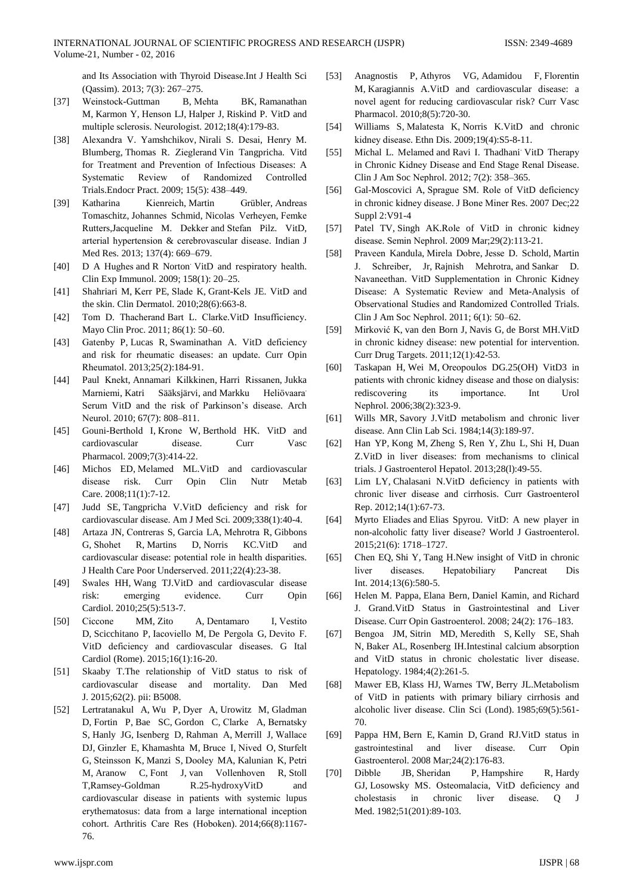and Its Association with Thyroid Disease.Int J Health Sci (Qassim). 2013; 7(3): 267–275.

[37] Weinstock-Guttman B, Mehta BK, Ramanathan M, Karmon Y, Henson LJ, Halper J, Riskind P. VitD and multiple sclerosis. Neurologist. 2012;18(4):179-83.

[38] Alexandra V. Yamshchikov, Nirali S. Desai, Henry M. Blumberg, Thomas R. Zieglerand Vin Tangpricha. Vitd for Treatment and Prevention of Infectious Diseases: A Systematic Review of Randomized Controlled Trials.Endocr Pract. 2009; 15(5): 438–449.

[39] Katharina Kienreich, Martin Grübler, Andreas Tomaschitz, Johannes Schmid, Nicolas Verheyen, Femke Rutters,Jacqueline M. Dekker and Stefan Pilz. VitD, arterial hypertension & cerebrovascular disease. Indian J Med Res. 2013; 137(4): 669–679.

[40] D A Hughes and R Norton VitD and respiratory health. Clin Exp Immunol. 2009; 158(1): 20–25.

[41] Shahriari M, Kerr PE, Slade K, Grant-Kels JE. VitD and the skin. Clin Dermatol. 2010;28(6):663-8.

[42] Tom D. Thacherand Bart L. Clarke.VitD Insufficiency. Mayo Clin Proc. 2011; 86(1): 50–60.

[43] Gatenby P, Lucas R, Swaminathan A. VitD deficiency and risk for rheumatic diseases: an update. Curr Opin Rheumatol. 2013;25(2):184-91.

[44] Paul Knekt, Annamari Kilkkinen, Harri Rissanen, Jukka Marniemi, Katri Sääksjärvi, and Markku Heliövaara Serum VitD and the risk of Parkinson's disease. Arch Neurol. 2010; 67(7): 808–811.

[45] Gouni-Berthold I, Krone W, Berthold HK. VitD and cardiovascular disease. Curr Vasc Pharmacol. 2009;7(3):414-22.

[46] Michos ED, Melamed ML.VitD and cardiovascular disease risk. Curr Opin Clin Nutr Metab Care. 2008;11(1):7-12.

[47] Judd SE, Tangpricha V.VitD deficiency and risk for cardiovascular disease. Am J Med Sci. 2009;338(1):40-4.

[48] Artaza JN, Contreras S, Garcia LA, Mehrotra R, Gibbons G, Shohet R, Martins D, Norris KC.VitD and cardiovascular disease: potential role in health disparities. J Health Care Poor Underserved. 2011;22(4):23-38.

[49] Swales HH, Wang TJ.VitD and cardiovascular disease risk: emerging evidence. Curr Opin Cardiol. 2010;25(5):513-7.

[50] Ciccone MM, Zito A, Dentamaro I, Vestito D, Scicchitano P, Iacoviello M, De Pergola G, Devito F. VitD deficiency and cardiovascular diseases. G Ital Cardiol (Rome). 2015;16(1):16-20.

[51] Skaaby T.The relationship of VitD status to risk of cardiovascular disease and mortality. Dan Med J. 2015;62(2). pii: B5008.

[52] Lertratanakul A, Wu P, Dyer A, Urowitz M, Gladman D, Fortin P, Bae SC, Gordon C, Clarke A, Bernatsky S, Hanly JG, Isenberg D, Rahman A, Merrill J, Wallace DJ, Ginzler E, Khamashta M, Bruce I, Nived O, Sturfelt G, Steinsson K, Manzi S, Dooley MA, Kalunian K, Petri M, Aranow C, Font J, van Vollenhoven R, Stoll T,Ramsey-Goldman R.25-hydroxyVitD and cardiovascular disease in patients with systemic lupus erythematosus: data from a large international inception cohort. Arthritis Care Res (Hoboken). 2014;66(8):1167-76.

[53] Anagnostis P, Athyros VG, Adamidou F, Florentin M, Karagiannis A.VitD and cardiovascular disease: a novel agent for reducing cardiovascular risk? Curr Vasc Pharmacol. 2010;8(5):720-30.

[54] Williams S, Malatesta K, Norris K.VitD and chronic kidney disease. Ethn Dis. 2009;19(4):S5-8-11.

[55] Michal L. Melamed and Ravi I. Thadhani VitD Therapy in Chronic Kidney Disease and End Stage Renal Disease. Clin J Am Soc Nephrol. 2012; 7(2): 358–365.

[56] Gal-Moscovici A, Sprague SM. Role of VitD deficiency in chronic kidney disease. J Bone Miner Res. 2007 Dec;22 Suppl 2:V91-4

[57] Patel TV, Singh AK.Role of VitD in chronic kidney disease. Semin Nephrol. 2009 Mar;29(2):113-21.

[58] Praveen Kandula, Mirela Dobre, Jesse D. Schold, Martin J. Schreiber, Jr, Rajnish Mehrotra, and Sankar D. Navaneethan. VitD Supplementation in Chronic Kidney Disease: A Systematic Review and Meta-Analysis of Observational Studies and Randomized Controlled Trials. Clin J Am Soc Nephrol. 2011; 6(1): 50–62.

[59] Mirković K, van den Born J, Navis G, de Borst MH.VitD in chronic kidney disease: new potential for intervention. Curr Drug Targets. 2011;12(1):42-53.

[60] Taskapan H, Wei M, Oreopoulos DG.25(OH) VitD3 in patients with chronic kidney disease and those on dialysis: rediscovering its importance. Int Urol Nephrol. 2006;38(2):323-9.

[61] Wills MR, Savory J.VitD metabolism and chronic liver disease. Ann Clin Lab Sci. 1984;14(3):189-97.

[62] Han YP, Kong M, Zheng S, Ren Y, Zhu L, Shi H, Duan Z.VitD in liver diseases: from mechanisms to clinical trials. J Gastroenterol Hepatol. 2013;28(l):49-55.

[63] Lim LY, Chalasani N.VitD deficiency in patients with chronic liver disease and cirrhosis. Curr Gastroenterol Rep. 2012;14(1):67-73.

[64] Myrto Eliades and Elias Spyrou. VitD: A new player in non-alcoholic fatty liver disease? World J Gastroenterol. 2015;21(6): 1718–1727.

[65] Chen EQ, Shi Y, Tang H.New insight of VitD in chronic liver diseases. Hepatobiliary Pancreat Dis Int. 2014;13(6):580-5.

[66] Helen M. Pappa, Elana Bern, Daniel Kamin, and Richard J. Grand.VitD Status in Gastrointestinal and Liver Disease. Curr Opin Gastroenterol. 2008; 24(2): 176–183.

[67] Bengoa JM, Sitrin MD, Meredith S, Kelly SE, Shah N, Baker AL, Rosenberg IH.Intestinal calcium absorption and VitD status in chronic cholestatic liver disease. Hepatology. 1984;4(2):261-5.

[68] Mawer EB, Klass HJ, Warnes TW, Berry JL.Metabolism of VitD in patients with primary biliary cirrhosis and alcoholic liver disease. Clin Sci (Lond). 1985;69(5):561-70.

[69] Pappa HM, Bern E, Kamin D, Grand RJ.VitD status in gastrointestinal and liver disease. Curr Opin Gastroenterol. 2008 Mar;24(2):176-83.

[70] Dibble JB, Sheridan P, Hampshire R, Hardy GJ, Losowsky MS. Osteomalacia, VitD deficiency and cholestasis in chronic liver disease. Q J Med. 1982;51(201):89-103.